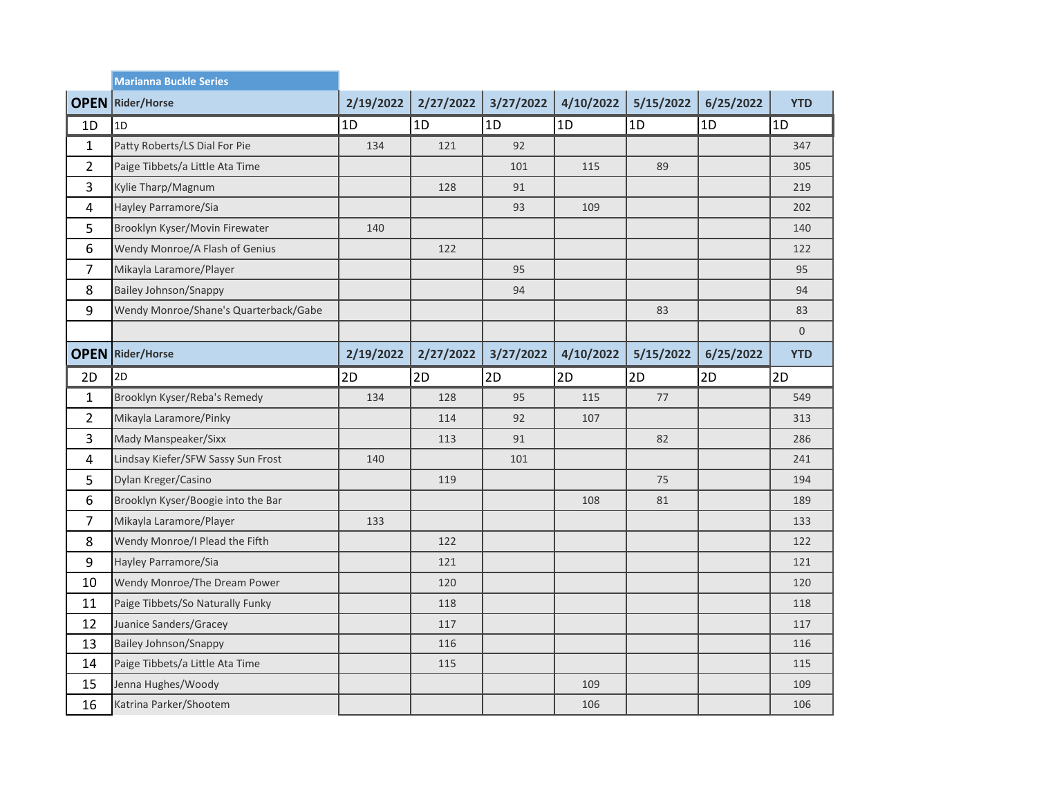## Marianna Buckle Series

| OPEN | Rider/Horse | 2/19/2022 | 2/27/2022 | 3/27/2022 | 4/10/2022 | 5/15/2022 | 6/25/2022 | YTD |
|---|---|---|---|---|---|---|---|---|
| 1D | 1D | 1D | 1D | 1D | 1D | 1D | 1D | 1D |
| 1 | Patty Roberts/LS Dial For Pie | 134 | 121 | 92 | | | | 347 |
| 2 | Paige Tibbets/a Little Ata Time | | | 101 | 115 | 89 | | 305 |
| 3 | Kylie Tharp/Magnum | | 128 | 91 | | | | 219 |
| 4 | Hayley Parramore/Sia | | | 93 | 109 | | | 202 |
| 5 | Brooklyn Kyser/Movin Firewater | 140 | | | | | | 140 |
| 6 | Wendy Monroe/A Flash of Genius | | 122 | | | | | 122 |
| 7 | Mikayla Laramore/Player | | | 95 | | | | 95 |
| 8 | Bailey Johnson/Snappy | | | 94 | | | | 94 |
| 9 | Wendy Monroe/Shane's Quarterback/Gabe | | | | | 83 | | 83 |
| | | | | | | | | 0 |

| OPEN | Rider/Horse | 2/19/2022 | 2/27/2022 | 3/27/2022 | 4/10/2022 | 5/15/2022 | 6/25/2022 | YTD |
|---|---|---|---|---|---|---|---|---|
| 2D | 2D | 2D | 2D | 2D | 2D | 2D | 2D | 2D |
| 1 | Brooklyn Kyser/Reba's Remedy | 134 | 128 | 95 | 115 | 77 | | 549 |
| 2 | Mikayla Laramore/Pinky | | 114 | 92 | 107 | | | 313 |
| 3 | Mady Manspeaker/Sixx | | 113 | 91 | | 82 | | 286 |
| 4 | Lindsay Kiefer/SFW Sassy Sun Frost | 140 | | 101 | | | | 241 |
| 5 | Dylan Kreger/Casino | | 119 | | | 75 | | 194 |
| 6 | Brooklyn Kyser/Boogie into the Bar | | | | 108 | 81 | | 189 |
| 7 | Mikayla Laramore/Player | 133 | | | | | | 133 |
| 8 | Wendy Monroe/I Plead the Fifth | | 122 | | | | | 122 |
| 9 | Hayley Parramore/Sia | | 121 | | | | | 121 |
| 10 | Wendy Monroe/The Dream Power | | 120 | | | | | 120 |
| 11 | Paige Tibbets/So Naturally Funky | | 118 | | | | | 118 |
| 12 | Juanice Sanders/Gracey | | 117 | | | | | 117 |
| 13 | Bailey Johnson/Snappy | | 116 | | | | | 116 |
| 14 | Paige Tibbets/a Little Ata Time | | 115 | | | | | 115 |
| 15 | Jenna Hughes/Woody | | | | 109 | | | 109 |
| 16 | Katrina Parker/Shootem | | | | 106 | | | 106 |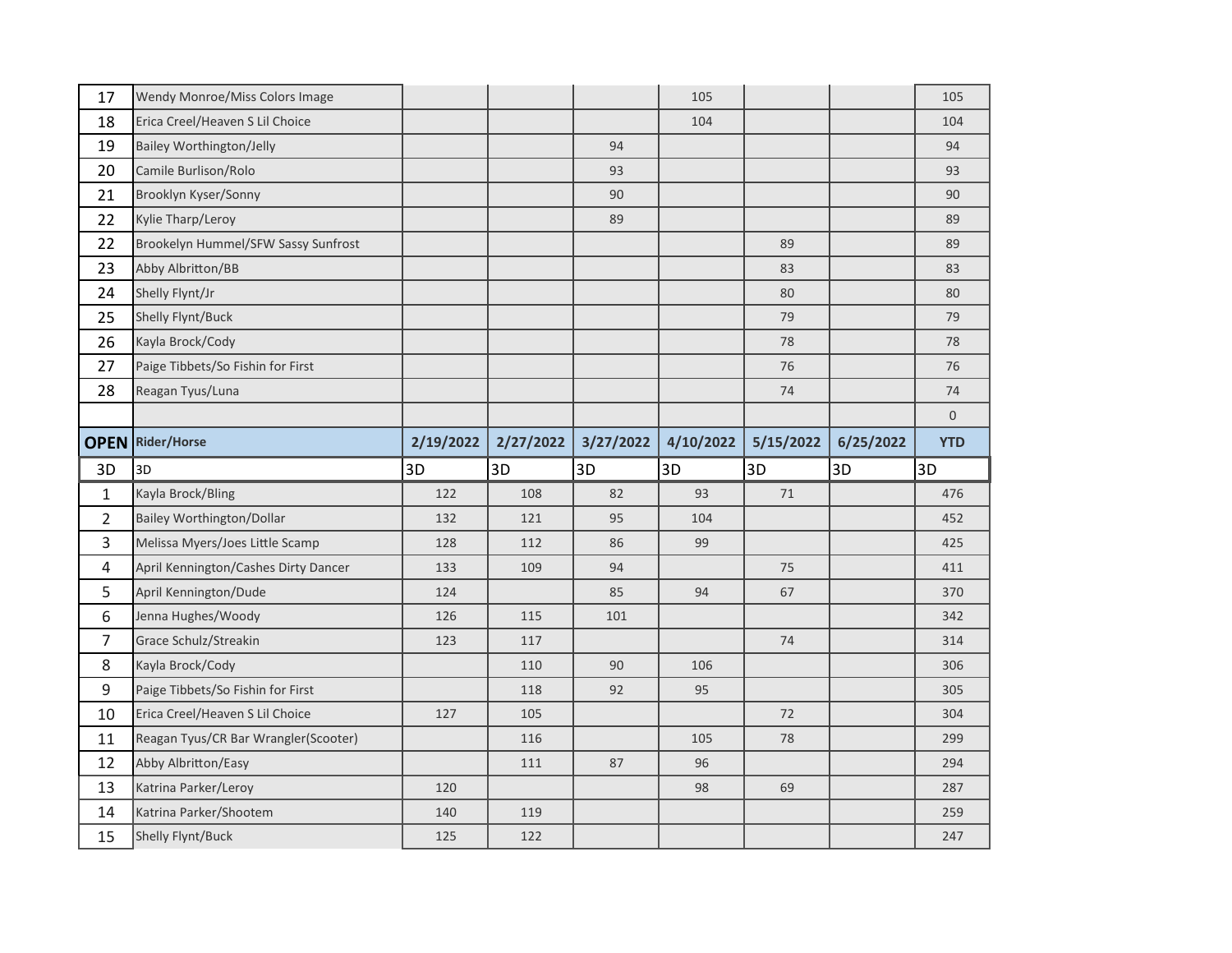| | | | | | | | | |
|---|---|---|---|---|---|---|---|---|
| 17 | Wendy Monroe/Miss Colors Image | | | | 105 | | | 105 |
| 18 | Erica Creel/Heaven S Lil Choice | | | | 104 | | | 104 |
| 19 | Bailey Worthington/Jelly | | | 94 | | | | 94 |
| 20 | Camile Burlison/Rolo | | | 93 | | | | 93 |
| 21 | Brooklyn Kyser/Sonny | | | 90 | | | | 90 |
| 22 | Kylie Tharp/Leroy | | | 89 | | | | 89 |
| 22 | Brookelyn Hummel/SFW Sassy Sunfrost | | | | | 89 | | 89 |
| 23 | Abby Albritton/BB | | | | | 83 | | 83 |
| 24 | Shelly Flynt/Jr | | | | | 80 | | 80 |
| 25 | Shelly Flynt/Buck | | | | | 79 | | 79 |
| 26 | Kayla Brock/Cody | | | | | 78 | | 78 |
| 27 | Paige Tibbets/So Fishin for First | | | | | 76 | | 76 |
| 28 | Reagan Tyus/Luna | | | | | 74 | | 74 |
| | | | | | | | | 0 |

| OPEN | Rider/Horse | 2/19/2022 | 2/27/2022 | 3/27/2022 | 4/10/2022 | 5/15/2022 | 6/25/2022 | YTD |
|---|---|---|---|---|---|---|---|---|
| 3D | 3D | 3D | 3D | 3D | 3D | 3D | 3D | 3D |
| 1 | Kayla Brock/Bling | 122 | 108 | 82 | 93 | 71 | | 476 |
| 2 | Bailey Worthington/Dollar | 132 | 121 | 95 | 104 | | | 452 |
| 3 | Melissa Myers/Joes Little Scamp | 128 | 112 | 86 | 99 | | | 425 |
| 4 | April Kennington/Cashes Dirty Dancer | 133 | 109 | 94 | | 75 | | 411 |
| 5 | April Kennington/Dude | 124 | | 85 | 94 | 67 | | 370 |
| 6 | Jenna Hughes/Woody | 126 | 115 | 101 | | | | 342 |
| 7 | Grace Schulz/Streakin | 123 | 117 | | | 74 | | 314 |
| 8 | Kayla Brock/Cody | | 110 | 90 | 106 | | | 306 |
| 9 | Paige Tibbets/So Fishin for First | | 118 | 92 | 95 | | | 305 |
| 10 | Erica Creel/Heaven S Lil Choice | 127 | 105 | | | 72 | | 304 |
| 11 | Reagan Tyus/CR Bar Wrangler(Scooter) | | 116 | | 105 | 78 | | 299 |
| 12 | Abby Albritton/Easy | | 111 | 87 | 96 | | | 294 |
| 13 | Katrina Parker/Leroy | 120 | | | 98 | 69 | | 287 |
| 14 | Katrina Parker/Shootem | 140 | 119 | | | | | 259 |
| 15 | Shelly Flynt/Buck | 125 | 122 | | | | | 247 |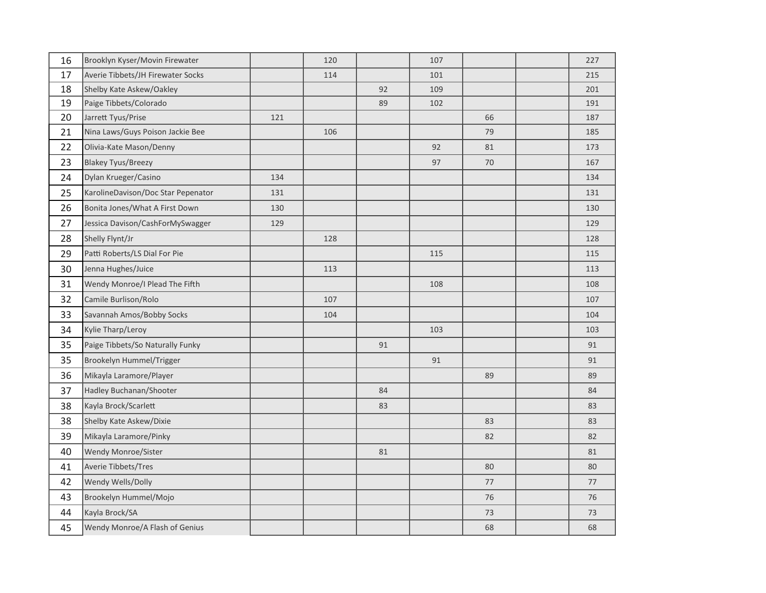| | | | | | | | | |
|---|---|---|---|---|---|---|---|---|
| 16 | Brooklyn Kyser/Movin Firewater | | 120 | | 107 | | | 227 |
| 17 | Averie Tibbets/JH Firewater Socks | | 114 | | 101 | | | 215 |
| 18 | Shelby Kate Askew/Oakley | | | 92 | 109 | | | 201 |
| 19 | Paige Tibbets/Colorado | | | 89 | 102 | | | 191 |
| 20 | Jarrett Tyus/Prise | 121 | | | | 66 | | 187 |
| 21 | Nina Laws/Guys Poison Jackie Bee | | 106 | | | 79 | | 185 |
| 22 | Olivia-Kate Mason/Denny | | | | 92 | 81 | | 173 |
| 23 | Blakey Tyus/Breezy | | | | 97 | 70 | | 167 |
| 24 | Dylan Krueger/Casino | 134 | | | | | | 134 |
| 25 | KarolineDavison/Doc Star Pepenator | 131 | | | | | | 131 |
| 26 | Bonita Jones/What A First Down | 130 | | | | | | 130 |
| 27 | Jessica Davison/CashForMySwagger | 129 | | | | | | 129 |
| 28 | Shelly Flynt/Jr | | 128 | | | | | 128 |
| 29 | Patti Roberts/LS Dial For Pie | | | | 115 | | | 115 |
| 30 | Jenna Hughes/Juice | | 113 | | | | | 113 |
| 31 | Wendy Monroe/I Plead The Fifth | | | | 108 | | | 108 |
| 32 | Camile Burlison/Rolo | | 107 | | | | | 107 |
| 33 | Savannah Amos/Bobby Socks | | 104 | | | | | 104 |
| 34 | Kylie Tharp/Leroy | | | | 103 | | | 103 |
| 35 | Paige Tibbets/So Naturally Funky | | | 91 | | | | 91 |
| 35 | Brookelyn Hummel/Trigger | | | | 91 | | | 91 |
| 36 | Mikayla Laramore/Player | | | | | 89 | | 89 |
| 37 | Hadley Buchanan/Shooter | | | 84 | | | | 84 |
| 38 | Kayla Brock/Scarlett | | | 83 | | | | 83 |
| 38 | Shelby Kate Askew/Dixie | | | | | 83 | | 83 |
| 39 | Mikayla Laramore/Pinky | | | | | 82 | | 82 |
| 40 | Wendy Monroe/Sister | | | 81 | | | | 81 |
| 41 | Averie Tibbets/Tres | | | | | 80 | | 80 |
| 42 | Wendy Wells/Dolly | | | | | 77 | | 77 |
| 43 | Brookelyn Hummel/Mojo | | | | | 76 | | 76 |
| 44 | Kayla Brock/SA | | | | | 73 | | 73 |
| 45 | Wendy Monroe/A Flash of Genius | | | | | 68 | | 68 |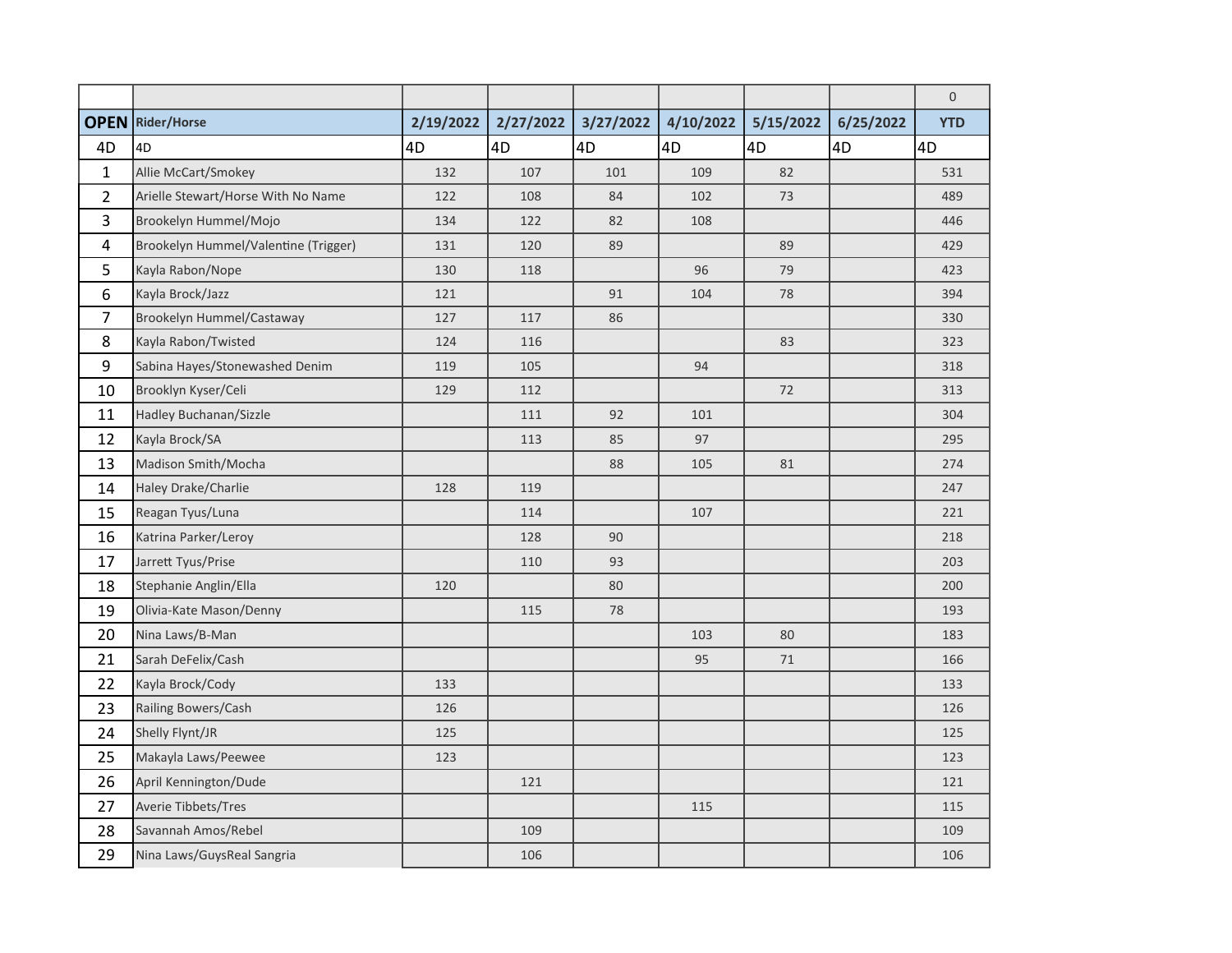| | | | | | | | | 0 |
|---|---|---|---|---|---|---|---|---|
| **OPEN** | **Rider/Horse** | **2/19/2022** | **2/27/2022** | **3/27/2022** | **4/10/2022** | **5/15/2022** | **6/25/2022** | **YTD** |
| 4D | 4D | 4D | 4D | 4D | 4D | 4D | 4D | 4D |
| 1 | Allie McCart/Smokey | 132 | 107 | 101 | 109 | 82 | | 531 |
| 2 | Arielle Stewart/Horse With No Name | 122 | 108 | 84 | 102 | 73 | | 489 |
| 3 | Brookelyn Hummel/Mojo | 134 | 122 | 82 | 108 | | | 446 |
| 4 | Brookelyn Hummel/Valentine (Trigger) | 131 | 120 | 89 | | 89 | | 429 |
| 5 | Kayla Rabon/Nope | 130 | 118 | | 96 | 79 | | 423 |
| 6 | Kayla Brock/Jazz | 121 | | 91 | 104 | 78 | | 394 |
| 7 | Brookelyn Hummel/Castaway | 127 | 117 | 86 | | | | 330 |
| 8 | Kayla Rabon/Twisted | 124 | 116 | | | 83 | | 323 |
| 9 | Sabina Hayes/Stonewashed Denim | 119 | 105 | | 94 | | | 318 |
| 10 | Brooklyn Kyser/Celi | 129 | 112 | | | 72 | | 313 |
| 11 | Hadley Buchanan/Sizzle | | 111 | 92 | 101 | | | 304 |
| 12 | Kayla Brock/SA | | 113 | 85 | 97 | | | 295 |
| 13 | Madison Smith/Mocha | | | 88 | 105 | 81 | | 274 |
| 14 | Haley Drake/Charlie | 128 | 119 | | | | | 247 |
| 15 | Reagan Tyus/Luna | | 114 | | 107 | | | 221 |
| 16 | Katrina Parker/Leroy | | 128 | 90 | | | | 218 |
| 17 | Jarrett Tyus/Prise | | 110 | 93 | | | | 203 |
| 18 | Stephanie Anglin/Ella | 120 | | 80 | | | | 200 |
| 19 | Olivia-Kate Mason/Denny | | 115 | 78 | | | | 193 |
| 20 | Nina Laws/B-Man | | | | 103 | 80 | | 183 |
| 21 | Sarah DeFelix/Cash | | | | 95 | 71 | | 166 |
| 22 | Kayla Brock/Cody | 133 | | | | | | 133 |
| 23 | Railing Bowers/Cash | 126 | | | | | | 126 |
| 24 | Shelly Flynt/JR | 125 | | | | | | 125 |
| 25 | Makayla Laws/Peewee | 123 | | | | | | 123 |
| 26 | April Kennington/Dude | | 121 | | | | | 121 |
| 27 | Averie Tibbets/Tres | | | | 115 | | | 115 |
| 28 | Savannah Amos/Rebel | | 109 | | | | | 109 |
| 29 | Nina Laws/GuysReal Sangria | | 106 | | | | | 106 |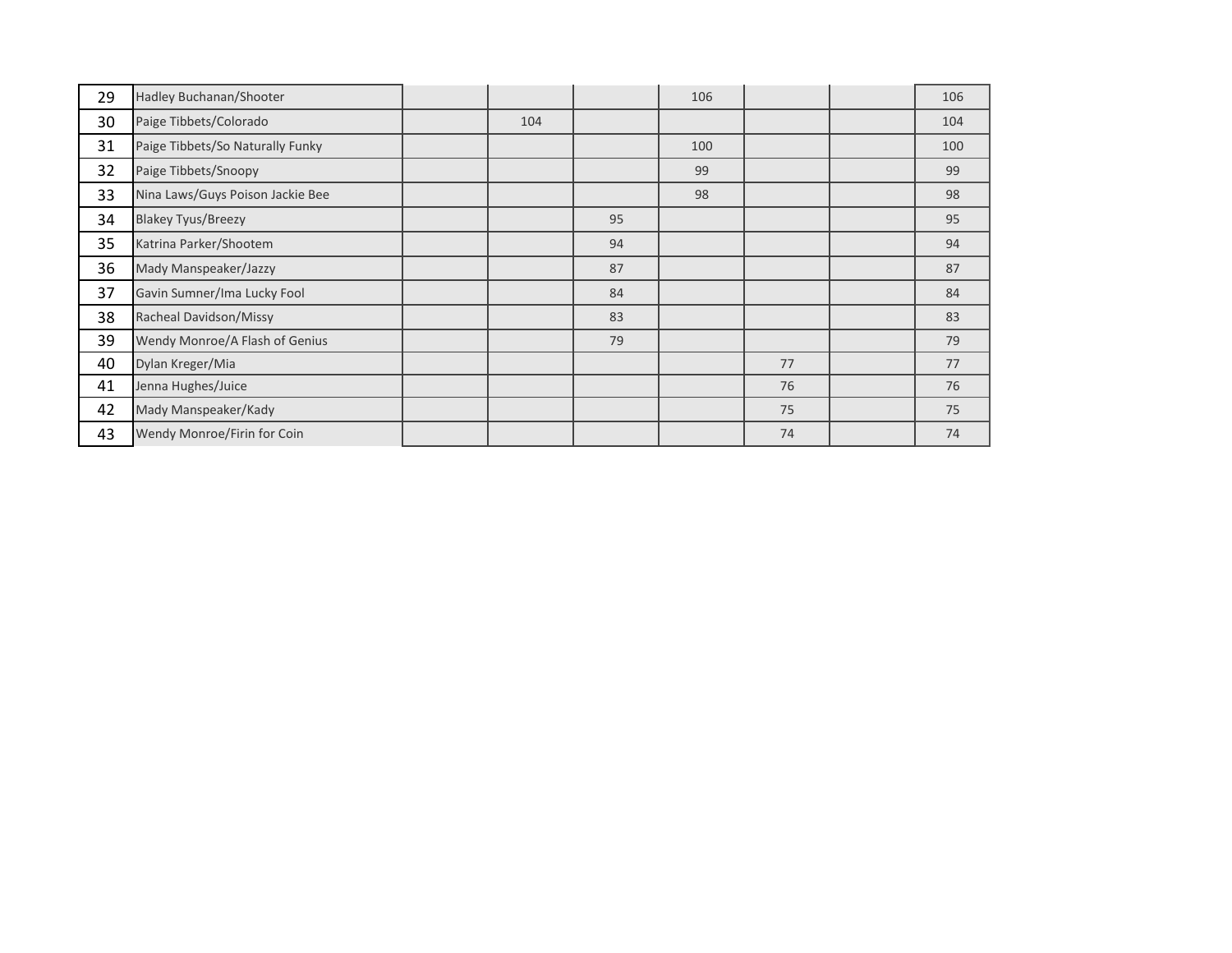| | | | | | | | | |
|---|---|---|---|---|---|---|---|---|
| 29 | Hadley Buchanan/Shooter | | | | 106 | | | 106 |
| 30 | Paige Tibbets/Colorado | | 104 | | | | | 104 |
| 31 | Paige Tibbets/So Naturally Funky | | | | 100 | | | 100 |
| 32 | Paige Tibbets/Snoopy | | | | 99 | | | 99 |
| 33 | Nina Laws/Guys Poison Jackie Bee | | | | 98 | | | 98 |
| 34 | Blakey Tyus/Breezy | | | 95 | | | | 95 |
| 35 | Katrina Parker/Shootem | | | 94 | | | | 94 |
| 36 | Mady Manspeaker/Jazzy | | | 87 | | | | 87 |
| 37 | Gavin Sumner/Ima Lucky Fool | | | 84 | | | | 84 |
| 38 | Racheal Davidson/Missy | | | 83 | | | | 83 |
| 39 | Wendy Monroe/A Flash of Genius | | | 79 | | | | 79 |
| 40 | Dylan Kreger/Mia | | | | | 77 | | 77 |
| 41 | Jenna Hughes/Juice | | | | | 76 | | 76 |
| 42 | Mady Manspeaker/Kady | | | | | 75 | | 75 |
| 43 | Wendy Monroe/Firin for Coin | | | | | 74 | | 74 |